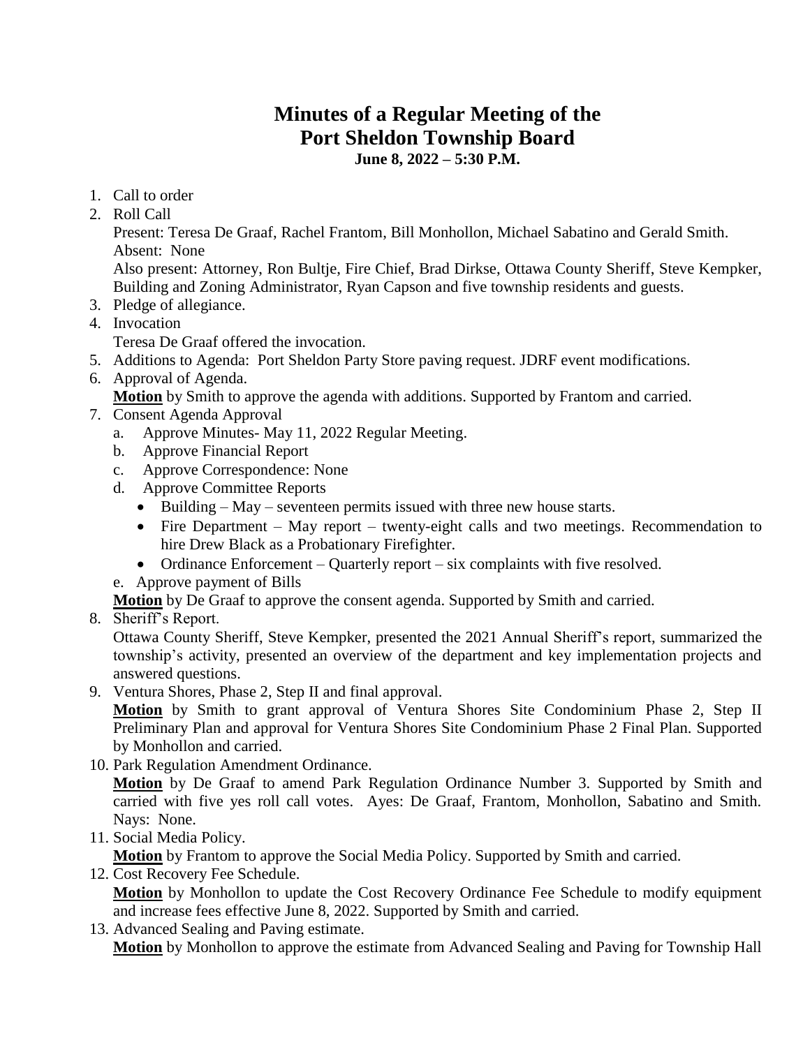# Minutes of a Regular Meeting of the Port Sheldon Township Board

**June 8, 2022 – 5:30 P.M.**

1. Call to order
2. Roll Call
   Present: Teresa De Graaf, Rachel Frantom, Bill Monhollon, Michael Sabatino and Gerald Smith.
   Absent: None
   Also present: Attorney, Ron Bultje, Fire Chief, Brad Dirkse, Ottawa County Sheriff, Steve Kempker, Building and Zoning Administrator, Ryan Capson and five township residents and guests.
3. Pledge of allegiance.
4. Invocation
   Teresa De Graaf offered the invocation.
5. Additions to Agenda: Port Sheldon Party Store paving request. JDRF event modifications.
6. Approval of Agenda.
   **Motion** by Smith to approve the agenda with additions. Supported by Frantom and carried.
7. Consent Agenda Approval
   a. Approve Minutes- May 11, 2022 Regular Meeting.
   b. Approve Financial Report
   c. Approve Correspondence: None
   d. Approve Committee Reports
      - Building – May – seventeen permits issued with three new house starts.
      - Fire Department – May report – twenty-eight calls and two meetings. Recommendation to hire Drew Black as a Probationary Firefighter.
      - Ordinance Enforcement – Quarterly report – six complaints with five resolved.

   e. Approve payment of Bills

   **Motion** by De Graaf to approve the consent agenda. Supported by Smith and carried.
8. Sheriff's Report.
   Ottawa County Sheriff, Steve Kempker, presented the 2021 Annual Sheriff's report, summarized the township's activity, presented an overview of the department and key implementation projects and answered questions.
9. Ventura Shores, Phase 2, Step II and final approval.
   **Motion** by Smith to grant approval of Ventura Shores Site Condominium Phase 2, Step II Preliminary Plan and approval for Ventura Shores Site Condominium Phase 2 Final Plan. Supported by Monhollon and carried.
10. Park Regulation Amendment Ordinance.
    **Motion** by De Graaf to amend Park Regulation Ordinance Number 3. Supported by Smith and carried with five yes roll call votes. Ayes: De Graaf, Frantom, Monhollon, Sabatino and Smith. Nays: None.
11. Social Media Policy.
    **Motion** by Frantom to approve the Social Media Policy. Supported by Smith and carried.
12. Cost Recovery Fee Schedule.
    **Motion** by Monhollon to update the Cost Recovery Ordinance Fee Schedule to modify equipment and increase fees effective June 8, 2022. Supported by Smith and carried.
13. Advanced Sealing and Paving estimate.
    **Motion** by Monhollon to approve the estimate from Advanced Sealing and Paving for Township Hall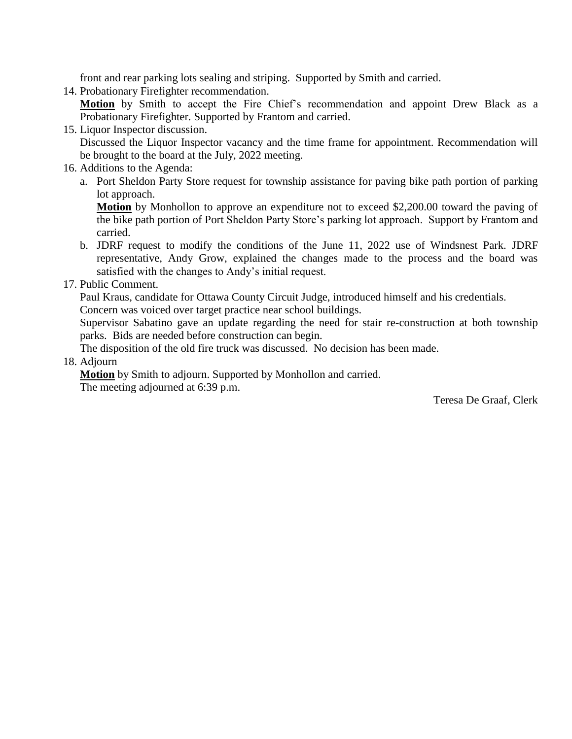front and rear parking lots sealing and striping. Supported by Smith and carried.

14. Probationary Firefighter recommendation.
    **Motion** by Smith to accept the Fire Chief's recommendation and appoint Drew Black as a Probationary Firefighter. Supported by Frantom and carried.
15. Liquor Inspector discussion.
    Discussed the Liquor Inspector vacancy and the time frame for appointment. Recommendation will be brought to the board at the July, 2022 meeting.
16. Additions to the Agenda:
    a. Port Sheldon Party Store request for township assistance for paving bike path portion of parking lot approach.
       **Motion** by Monhollon to approve an expenditure not to exceed $2,200.00 toward the paving of the bike path portion of Port Sheldon Party Store's parking lot approach. Support by Frantom and carried.
    b. JDRF request to modify the conditions of the June 11, 2022 use of Windsnest Park. JDRF representative, Andy Grow, explained the changes made to the process and the board was satisfied with the changes to Andy's initial request.
17. Public Comment.
    Paul Kraus, candidate for Ottawa County Circuit Judge, introduced himself and his credentials.
    Concern was voiced over target practice near school buildings.
    Supervisor Sabatino gave an update regarding the need for stair re-construction at both township parks. Bids are needed before construction can begin.
    The disposition of the old fire truck was discussed. No decision has been made.
18. Adjourn
    **Motion** by Smith to adjourn. Supported by Monhollon and carried.
    The meeting adjourned at 6:39 p.m.

Teresa De Graaf, Clerk